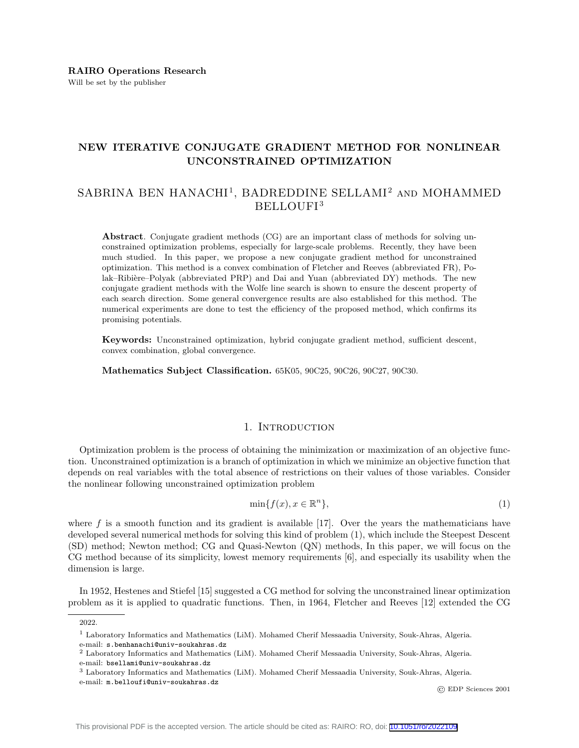**RAIRO Operations Research**
Will be set by the publisher

# NEW ITERATIVE CONJUGATE GRADIENT METHOD FOR NONLINEAR UNCONSTRAINED OPTIMIZATION

## SABRINA BEN HANACHI[1], BADREDDINE SELLAMI[2] AND MOHAMMED BELLOUFI[3]

**Abstract**. Conjugate gradient methods (CG) are an important class of methods for solving unconstrained optimization problems, especially for large-scale problems. Recently, they have been much studied. In this paper, we propose a new conjugate gradient method for unconstrained optimization. This method is a convex combination of Fletcher and Reeves (abbreviated FR), Polak–Ribière–Polyak (abbreviated PRP) and Dai and Yuan (abbreviated DY) methods. The new conjugate gradient methods with the Wolfe line search is shown to ensure the descent property of each search direction. Some general convergence results are also established for this method. The numerical experiments are done to test the efficiency of the proposed method, which confirms its promising potentials.

**Keywords:** Unconstrained optimization, hybrid conjugate gradient method, sufficient descent, convex combination, global convergence.

**Mathematics Subject Classification.** 65K05, 90C25, 90C26, 90C27, 90C30.

## 1. Introduction

Optimization problem is the process of obtaining the minimization or maximization of an objective function. Unconstrained optimization is a branch of optimization in which we minimize an objective function that depends on real variables with the total absence of restrictions on their values of those variables. Consider the nonlinear following unconstrained optimization problem

$$\min\{f(x), x \in \mathbb{R}^n\}, \tag{1}$$

where $f$ is a smooth function and its gradient is available [17]. Over the years the mathematicians have developed several numerical methods for solving this kind of problem (1), which include the Steepest Descent (SD) method; Newton method; CG and Quasi-Newton (QN) methods, In this paper, we will focus on the CG method because of its simplicity, lowest memory requirements [6], and especially its usability when the dimension is large.

In 1952, Hestenes and Stiefel [15] suggested a CG method for solving the unconstrained linear optimization problem as it is applied to quadratic functions. Then, in 1964, Fletcher and Reeves [12] extended the CG

---

2022.

[1] Laboratory Informatics and Mathematics (LiM). Mohamed Cherif Messaadia University, Souk-Ahras, Algeria.
e-mail: s.benhanachi@univ-soukahras.dz

[2] Laboratory Informatics and Mathematics (LiM). Mohamed Cherif Messaadia University, Souk-Ahras, Algeria.
e-mail: bsellami@univ-soukahras.dz

[3] Laboratory Informatics and Mathematics (LiM). Mohamed Cherif Messaadia University, Souk-Ahras, Algeria.
e-mail: m.belloufi@univ-soukahras.dz

© EDP Sciences 2001

This provisional PDF is the accepted version. The article should be cited as: RAIRO: RO, doi: 10.1051/ro/2022109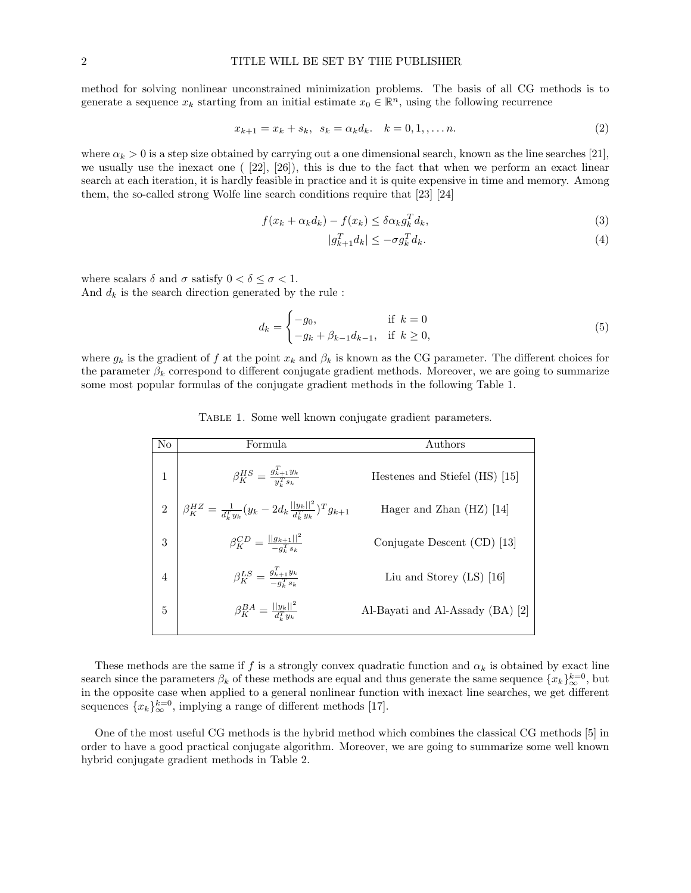method for solving nonlinear unconstrained minimization problems. The basis of all CG methods is to generate a sequence $x_k$ starting from an initial estimate $x_0 \in \mathbb{R}^n$, using the following recurrence

$$x_{k+1} = x_k + s_k, \ \ s_k = \alpha_k d_k. \quad k = 0, 1, , \ldots n. \tag{2}$$

where $\alpha_k > 0$ is a step size obtained by carrying out a one dimensional search, known as the line searches [21], we usually use the inexact one ( [22], [26]), this is due to the fact that when we perform an exact linear search at each iteration, it is hardly feasible in practice and it is quite expensive in time and memory. Among them, the so-called strong Wolfe line search conditions require that [23] [24]

$$f(x_k + \alpha_k d_k) - f(x_k) \leq \delta \alpha_k g_k^T d_k, \tag{3}$$

$$|g_{k+1}^T d_k| \leq -\sigma g_k^T d_k. \tag{4}$$

where scalars $\delta$ and $\sigma$ satisfy $0 < \delta \leq \sigma < 1$.
And $d_k$ is the search direction generated by the rule :

$$d_k = \begin{cases} -g_0, & \text{if } \ k = 0 \\ -g_k + \beta_{k-1} d_{k-1}, & \text{if } \ k \geq 0, \end{cases} \tag{5}$$

where $g_k$ is the gradient of $f$ at the point $x_k$ and $\beta_k$ is known as the CG parameter. The different choices for the parameter $\beta_k$ correspond to different conjugate gradient methods. Moreover, we are going to summarize some most popular formulas of the conjugate gradient methods in the following Table 1.

Table 1. Some well known conjugate gradient parameters.

| No | Formula | Authors |
|---|---|---|
| 1 | $\beta_K^{HS} = \frac{g_{k+1}^T y_k}{y_k^T s_k}$ | Hestenes and Stiefel (HS) [15] |
| 2 | $\beta_K^{HZ} = \frac{1}{d_k^T y_k}(y_k - 2d_k \frac{\|\|y_k\|\|^2}{d_k^T y_k})^T g_{k+1}$ | Hager and Zhan (HZ) [14] |
| 3 | $\beta_K^{CD} = \frac{\|\|g_{k+1}\|\|^2}{-g_k^T s_k}$ | Conjugate Descent (CD) [13] |
| 4 | $\beta_K^{LS} = \frac{g_{k+1}^T y_k}{-g_k^T s_k}$ | Liu and Storey (LS) [16] |
| 5 | $\beta_K^{BA} = \frac{\|\|y_k\|\|^2}{d_k^T y_k}$ | Al-Bayati and Al-Assady (BA) [2] |

These methods are the same if $f$ is a strongly convex quadratic function and $\alpha_k$ is obtained by exact line search since the parameters $\beta_k$ of these methods are equal and thus generate the same sequence $\{x_k\}_{\infty}^{k=0}$, but in the opposite case when applied to a general nonlinear function with inexact line searches, we get different sequences $\{x_k\}_{\infty}^{k=0}$, implying a range of different methods [17].

One of the most useful CG methods is the hybrid method which combines the classical CG methods [5] in order to have a good practical conjugate algorithm. Moreover, we are going to summarize some well known hybrid conjugate gradient methods in Table 2.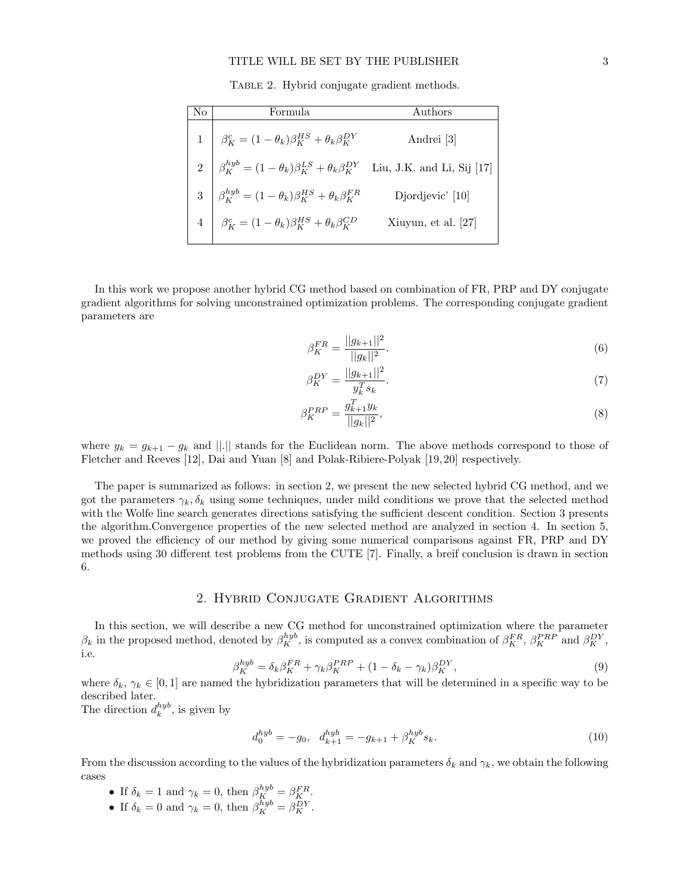Table 2. Hybrid conjugate gradient methods.

| No | Formula | Authors |
|---|---|---|
| 1 | $\beta_K^c = (1-\theta_k)\beta_K^{HS} + \theta_k \beta_K^{DY}$ | Andrei [3] |
| 2 | $\beta_K^{hyb} = (1-\theta_k)\beta_K^{LS} + \theta_k \beta_K^{DY}$ | Liu, J.K. and Li, Sij [17] |
| 3 | $\beta_K^{hyb} = (1-\theta_k)\beta_K^{HS} + \theta_k \beta_K^{FR}$ | Djordjevic' [10] |
| 4 | $\beta_K^c = (1-\theta_k)\beta_K^{HS} + \theta_k \beta_K^{CD}$ | Xiuyun, et al. [27] |

In this work we propose another hybrid CG method based on combination of FR, PRP and DY conjugate gradient algorithms for solving unconstrained optimization problems. The corresponding conjugate gradient parameters are

$$\beta_K^{FR} = \frac{||g_{k+1}||^2}{||g_k||^2}. \tag{6}$$

$$\beta_K^{DY} = \frac{||g_{k+1}||^2}{y_k^T s_k}. \tag{7}$$

$$\beta_K^{PRP} = \frac{g_{k+1}^T y_k}{||g_k||^2}, \tag{8}$$

where $y_k = g_{k+1} - g_k$ and $||.||$ stands for the Euclidean norm. The above methods correspond to those of Fletcher and Reeves [12], Dai and Yuan [8] and Polak-Ribiere-Polyak [19,20] respectively.

The paper is summarized as follows: in section 2, we present the new selected hybrid CG method, and we got the parameters $\gamma_k, \delta_k$ using some techniques, under mild conditions we prove that the selected method with the Wolfe line search generates directions satisfying the sufficient descent condition. Section 3 presents the algorithm.Convergence properties of the new selected method are analyzed in section 4. In section 5, we proved the efficiency of our method by giving some numerical comparisons against FR, PRP and DY methods using 30 different test problems from the CUTE [7]. Finally, a breif conclusion is drawn in section 6.

## 2. Hybrid Conjugate Gradient Algorithms

In this section, we will describe a new CG method for unconstrained optimization where the parameter $\beta_k$ in the proposed method, denoted by $\beta_K^{hyb}$, is computed as a convex combination of $\beta_K^{FR}$, $\beta_K^{PRP}$ and $\beta_K^{DY}$, i.e.

$$\beta_K^{hyb} = \delta_k \beta_K^{FR} + \gamma_k \beta_K^{PRP} + (1 - \delta_k - \gamma_k)\beta_K^{DY}, \tag{9}$$

where $\delta_k$, $\gamma_k \in [0,1]$ are named the hybridization parameters that will be determined in a specific way to be described later.
The direction $d_k^{hyb}$, is given by

$$d_0^{hyb} = -g_0, \quad d_{k+1}^{hyb} = -g_{k+1} + \beta_K^{hyb} s_k. \tag{10}$$

From the discussion according to the values of the hybridization parameters $\delta_k$ and $\gamma_k$, we obtain the following cases

- If $\delta_k = 1$ and $\gamma_k = 0$, then $\beta_K^{hyb} = \beta_K^{FR}$.
- If $\delta_k = 0$ and $\gamma_k = 0$, then $\beta_K^{hyb} = \beta_K^{DY}$.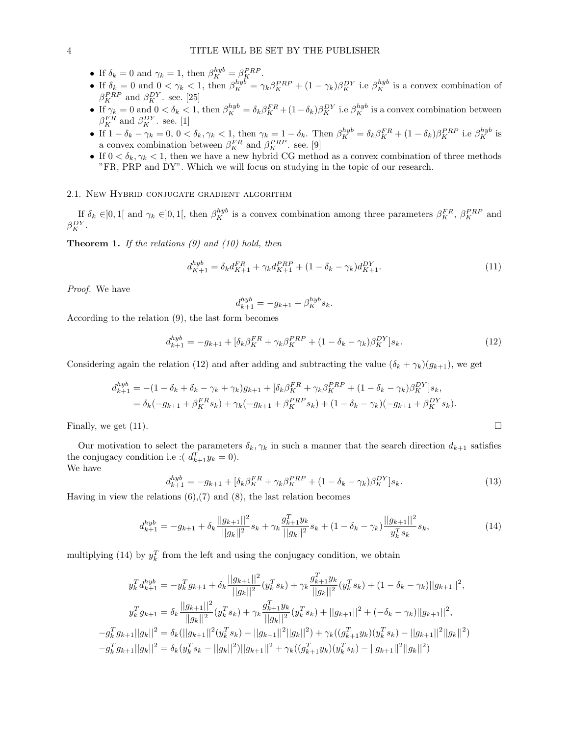- If $\delta_k = 0$ and $\gamma_k = 1$, then $\beta_K^{hyb} = \beta_K^{PRP}$.
- If $\delta_k = 0$ and $0 < \gamma_k < 1$, then $\beta_K^{hyb} = \gamma_k \beta_K^{PRP} + (1-\gamma_k)\beta_K^{DY}$ i.e $\beta_K^{hyb}$ is a convex combination of $\beta_K^{PRP}$ and $\beta_K^{DY}$. see. [25]
- If $\gamma_k = 0$ and $0 < \delta_k < 1$, then $\beta_K^{hyb} = \delta_k \beta_K^{FR} + (1-\delta_k)\beta_K^{DY}$ i.e $\beta_K^{hyb}$ is a convex combination between $\beta_K^{FR}$ and $\beta_K^{DY}$. see. [1]
- If $1 - \delta_k - \gamma_k = 0$, $0 < \delta_k, \gamma_k < 1$, then $\gamma_k = 1 - \delta_k$. Then $\beta_K^{hyb} = \delta_k \beta_K^{FR} + (1-\delta_k)\beta_K^{PRP}$ i.e $\beta_K^{hyb}$ is a convex combination between $\beta_K^{FR}$ and $\beta_K^{PRP}$. see. [9]
- If $0 < \delta_k, \gamma_k < 1$, then we have a new hybrid CG method as a convex combination of three methods "FR, PRP and DY". Which we will focus on studying in the topic of our research.

### 2.1. New Hybrid conjugate gradient algorithm

If $\delta_k \in ]0,1[$ and $\gamma_k \in ]0,1[$, then $\beta_K^{hyb}$ is a convex combination among three parameters $\beta_K^{FR}$, $\beta_K^{PRP}$ and $\beta_K^{DY}$.

**Theorem 1.** *If the relations (9) and (10) hold, then*

$$d_{K+1}^{hyb} = \delta_k d_{K+1}^{FR} + \gamma_k d_{K+1}^{PRP} + (1-\delta_k-\gamma_k) d_{K+1}^{DY}. \tag{11}$$

*Proof.* We have

$$d_{k+1}^{hyb} = -g_{k+1} + \beta_K^{hyb} s_k.$$

According to the relation (9), the last form becomes

$$d_{k+1}^{hyb} = -g_{k+1} + [\delta_k \beta_K^{FR} + \gamma_k \beta_K^{PRP} + (1-\delta_k-\gamma_k)\beta_K^{DY}] s_k. \tag{12}$$

Considering again the relation (12) and after adding and subtracting the value $(\delta_k + \gamma_k)(g_{k+1})$, we get

$$\begin{aligned}
d_{k+1}^{hyb} &= -(1-\delta_k+\delta_k-\gamma_k+\gamma_k)g_{k+1} + [\delta_k \beta_K^{FR} + \gamma_k \beta_K^{PRP} + (1-\delta_k-\gamma_k)\beta_K^{DY}] s_k, \\
&= \delta_k(-g_{k+1} + \beta_K^{FR} s_k) + \gamma_k(-g_{k+1} + \beta_K^{PRP} s_k) + (1-\delta_k-\gamma_k)(-g_{k+1} + \beta_K^{DY} s_k).
\end{aligned}$$

Finally, we get (11). $\square$

Our motivation to select the parameters $\delta_k, \gamma_k$ in such a manner that the search direction $d_{k+1}$ satisfies the conjugacy condition i.e :( $d_{k+1}^T y_k = 0$).
We have

$$d_{k+1}^{hyb} = -g_{k+1} + [\delta_k \beta_K^{FR} + \gamma_k \beta_K^{PRP} + (1-\delta_k-\gamma_k)\beta_K^{DY}] s_k. \tag{13}$$

Having in view the relations (6),(7) and (8), the last relation becomes

$$d_{k+1}^{hyb} = -g_{k+1} + \delta_k \frac{||g_{k+1}||^2}{||g_k||^2} s_k + \gamma_k \frac{g_{k+1}^T y_k}{||g_k||^2} s_k + (1-\delta_k-\gamma_k)\frac{||g_{k+1}||^2}{y_k^T s_k} s_k, \tag{14}$$

multiplying (14) by $y_k^T$ from the left and using the conjugacy condition, we obtain

$$\begin{aligned}
y_k^T d_{k+1}^{hyb} &= -y_k^T g_{k+1} + \delta_k \frac{||g_{k+1}||^2}{||g_k||^2}(y_k^T s_k) + \gamma_k \frac{g_{k+1}^T y_k}{||g_k||^2}(y_k^T s_k) + (1-\delta_k-\gamma_k)||g_{k+1}||^2, \\
y_k^T g_{k+1} &= \delta_k \frac{||g_{k+1}||^2}{||g_k||^2}(y_k^T s_k) + \gamma_k \frac{g_{k+1}^T y_k}{||g_k||^2}(y_k^T s_k) + ||g_{k+1}||^2 + (-\delta_k-\gamma_k)||g_{k+1}||^2, \\
-g_k^T g_{k+1}||g_k||^2 &= \delta_k(||g_{k+1}||^2(y_k^T s_k) - ||g_{k+1}||^2||g_k||^2) + \gamma_k((g_{k+1}^T y_k)(y_k^T s_k) - ||g_{k+1}||^2||g_k||^2) \\
-g_k^T g_{k+1}||g_k||^2 &= \delta_k(y_k^T s_k - ||g_k||^2)||g_{k+1}||^2 + \gamma_k((g_{k+1}^T y_k)(y_k^T s_k) - ||g_{k+1}||^2||g_k||^2)
\end{aligned}$$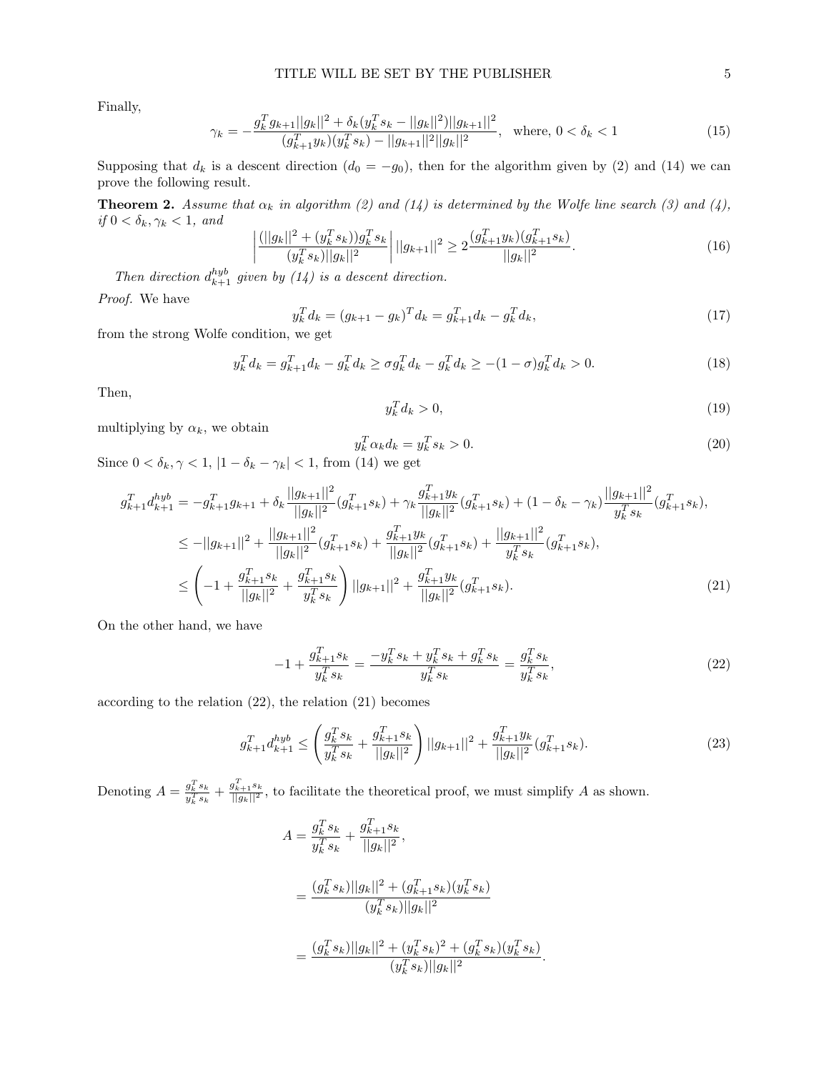Finally,

$$\gamma_k = -\frac{g_k^T g_{k+1}||g_k||^2 + \delta_k(y_k^T s_k - ||g_k||^2)||g_{k+1}||^2}{(g_{k+1}^T y_k)(y_k^T s_k) - ||g_{k+1}||^2||g_k||^2}, \quad \text{where, } 0 < \delta_k < 1 \tag{15}$$

Supposing that $d_k$ is a descent direction ($d_0 = -g_0$), then for the algorithm given by (2) and (14) we can prove the following result.

**Theorem 2.** *Assume that $\alpha_k$ in algorithm (2) and (14) is determined by the Wolfe line search (3) and (4), if $0 < \delta_k, \gamma_k < 1$, and*

$$\left| \frac{(||g_k||^2 + (y_k^T s_k))g_k^T s_k}{(y_k^T s_k)||g_k||^2} \right| ||g_{k+1}||^2 \geq 2\frac{(g_{k+1}^T y_k)(g_{k+1}^T s_k)}{||g_k||^2}. \tag{16}$$

*Then direction $d_{k+1}^{hyb}$ given by (14) is a descent direction.*

*Proof.* We have

$$y_k^T d_k = (g_{k+1} - g_k)^T d_k = g_{k+1}^T d_k - g_k^T d_k, \tag{17}$$

from the strong Wolfe condition, we get

$$y_k^T d_k = g_{k+1}^T d_k - g_k^T d_k \geq \sigma g_k^T d_k - g_k^T d_k \geq -(1-\sigma) g_k^T d_k > 0. \tag{18}$$

Then,

$$y_k^T d_k > 0, \tag{19}$$

multiplying by $\alpha_k$, we obtain

$$y_k^T \alpha_k d_k = y_k^T s_k > 0. \tag{20}$$

Since $0 < \delta_k, \gamma < 1$, $|1 - \delta_k - \gamma_k| < 1$, from (14) we get

$$\begin{aligned}
g_{k+1}^T d_{k+1}^{hyb} &= -g_{k+1}^T g_{k+1} + \delta_k \frac{||g_{k+1}||^2}{||g_k||^2}(g_{k+1}^T s_k) + \gamma_k \frac{g_{k+1}^T y_k}{||g_k||^2}(g_{k+1}^T s_k) + (1 - \delta_k - \gamma_k)\frac{||g_{k+1}||^2}{y_k^T s_k}(g_{k+1}^T s_k), \\
&\leq -||g_{k+1}||^2 + \frac{||g_{k+1}||^2}{||g_k||^2}(g_{k+1}^T s_k) + \frac{g_{k+1}^T y_k}{||g_k||^2}(g_{k+1}^T s_k) + \frac{||g_{k+1}||^2}{y_k^T s_k}(g_{k+1}^T s_k), \\
&\leq \left(-1 + \frac{g_{k+1}^T s_k}{||g_k||^2} + \frac{g_{k+1}^T s_k}{y_k^T s_k}\right)||g_{k+1}||^2 + \frac{g_{k+1}^T y_k}{||g_k||^2}(g_{k+1}^T s_k).
\end{aligned} \tag{21}$$

On the other hand, we have

$$-1 + \frac{g_{k+1}^T s_k}{y_k^T s_k} = \frac{-y_k^T s_k + y_k^T s_k + g_k^T s_k}{y_k^T s_k} = \frac{g_k^T s_k}{y_k^T s_k}, \tag{22}$$

according to the relation (22), the relation (21) becomes

$$g_{k+1}^T d_{k+1}^{hyb} \leq \left(\frac{g_k^T s_k}{y_k^T s_k} + \frac{g_{k+1}^T s_k}{||g_k||^2}\right)||g_{k+1}||^2 + \frac{g_{k+1}^T y_k}{||g_k||^2}(g_{k+1}^T s_k). \tag{23}$$

Denoting $A = \frac{g_k^T s_k}{y_k^T s_k} + \frac{g_{k+1}^T s_k}{||g_k||^2}$, to facilitate the theoretical proof, we must simplify $A$ as shown.

$$\begin{aligned}
A &= \frac{g_k^T s_k}{y_k^T s_k} + \frac{g_{k+1}^T s_k}{||g_k||^2}, \\
&= \frac{(g_k^T s_k)||g_k||^2 + (g_{k+1}^T s_k)(y_k^T s_k)}{(y_k^T s_k)||g_k||^2} \\
&= \frac{(g_k^T s_k)||g_k||^2 + (y_k^T s_k)^2 + (g_k^T s_k)(y_k^T s_k)}{(y_k^T s_k)||g_k||^2}.
\end{aligned}$$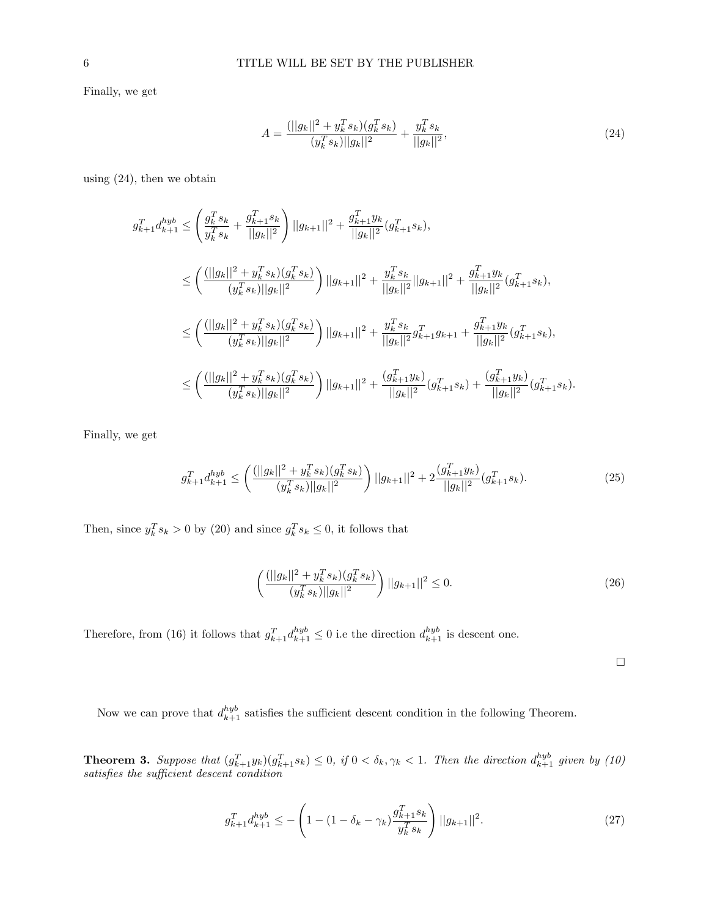Finally, we get

$$A = \frac{(||g_k||^2 + y_k^T s_k)(g_k^T s_k)}{(y_k^T s_k)||g_k||^2} + \frac{y_k^T s_k}{||g_k||^2}, \tag{24}$$

using (24), then we obtain

$$\begin{aligned}
g_{k+1}^T d_{k+1}^{hyb} &\leq \left( \frac{g_k^T s_k}{y_k^T s_k} + \frac{g_{k+1}^T s_k}{||g_k||^2} \right) ||g_{k+1}||^2 + \frac{g_{k+1}^T y_k}{||g_k||^2}(g_{k+1}^T s_k), \\
&\leq \left( \frac{(||g_k||^2 + y_k^T s_k)(g_k^T s_k)}{(y_k^T s_k)||g_k||^2} \right) ||g_{k+1}||^2 + \frac{y_k^T s_k}{||g_k||^2}||g_{k+1}||^2 + \frac{g_{k+1}^T y_k}{||g_k||^2}(g_{k+1}^T s_k), \\
&\leq \left( \frac{(||g_k||^2 + y_k^T s_k)(g_k^T s_k)}{(y_k^T s_k)||g_k||^2} \right) ||g_{k+1}||^2 + \frac{y_k^T s_k}{||g_k||^2} g_{k+1}^T g_{k+1} + \frac{g_{k+1}^T y_k}{||g_k||^2}(g_{k+1}^T s_k), \\
&\leq \left( \frac{(||g_k||^2 + y_k^T s_k)(g_k^T s_k)}{(y_k^T s_k)||g_k||^2} \right) ||g_{k+1}||^2 + \frac{(g_{k+1}^T y_k)}{||g_k||^2}(g_{k+1}^T s_k) + \frac{(g_{k+1}^T y_k)}{||g_k||^2}(g_{k+1}^T s_k).
\end{aligned}$$

Finally, we get

$$g_{k+1}^T d_{k+1}^{hyb} \leq \left( \frac{(||g_k||^2 + y_k^T s_k)(g_k^T s_k)}{(y_k^T s_k)||g_k||^2} \right) ||g_{k+1}||^2 + 2\frac{(g_{k+1}^T y_k)}{||g_k||^2}(g_{k+1}^T s_k). \tag{25}$$

Then, since $y_k^T s_k > 0$ by (20) and since $g_k^T s_k \leq 0$, it follows that

$$\left( \frac{(||g_k||^2 + y_k^T s_k)(g_k^T s_k)}{(y_k^T s_k)||g_k||^2} \right) ||g_{k+1}||^2 \leq 0. \tag{26}$$

Therefore, from (16) it follows that $g_{k+1}^T d_{k+1}^{hyb} \leq 0$ i.e the direction $d_{k+1}^{hyb}$ is descent one.

□

Now we can prove that $d_{k+1}^{hyb}$ satisfies the sufficient descent condition in the following Theorem.

**Theorem 3.** *Suppose that $(g_{k+1}^T y_k)(g_{k+1}^T s_k) \leq 0$, if $0 < \delta_k, \gamma_k < 1$. Then the direction $d_{k+1}^{hyb}$ given by (10) satisfies the sufficient descent condition*

$$g_{k+1}^T d_{k+1}^{hyb} \leq -\left( 1 - (1 - \delta_k - \gamma_k)\frac{g_{k+1}^T s_k}{y_k^T s_k} \right) ||g_{k+1}||^2. \tag{27}$$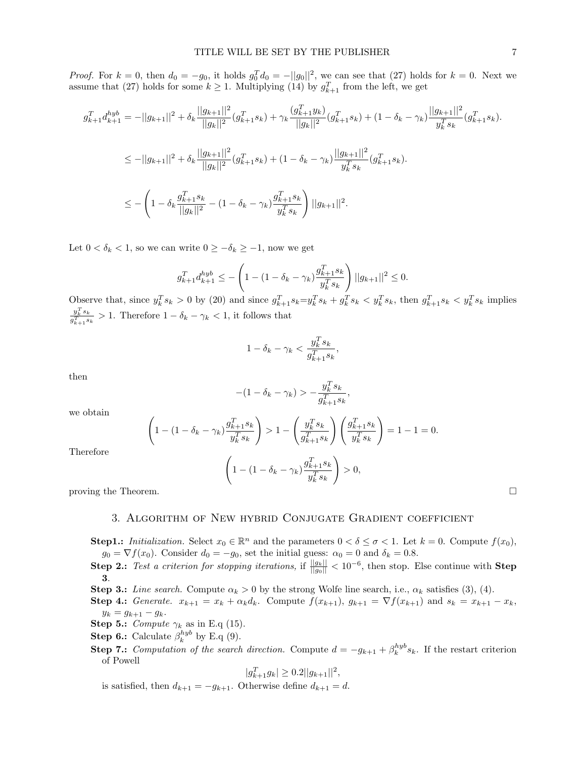*Proof.* For $k = 0$, then $d_0 = -g_0$, it holds $g_0^T d_0 = -||g_0||^2$, we can see that (27) holds for $k = 0$. Next we assume that (27) holds for some $k \geq 1$. Multiplying (14) by $g_{k+1}^T$ from the left, we get

$$g_{k+1}^T d_{k+1}^{hyb} = -||g_{k+1}||^2 + \delta_k \frac{||g_{k+1}||^2}{||g_k||^2}(g_{k+1}^T s_k) + \gamma_k \frac{(g_{k+1}^T y_k)}{||g_k||^2}(g_{k+1}^T s_k) + (1 - \delta_k - \gamma_k)\frac{||g_{k+1}||^2}{y_k^T s_k}(g_{k+1}^T s_k).$$

$$\leq -||g_{k+1}||^2 + \delta_k \frac{||g_{k+1}||^2}{||g_k||^2}(g_{k+1}^T s_k) + (1 - \delta_k - \gamma_k)\frac{||g_{k+1}||^2}{y_k^T s_k}(g_{k+1}^T s_k).$$

$$\leq -\left(1 - \delta_k \frac{g_{k+1}^T s_k}{||g_k||^2} - (1 - \delta_k - \gamma_k)\frac{g_{k+1}^T s_k}{y_k^T s_k}\right)||g_{k+1}||^2.$$

Let $0 < \delta_k < 1$, so we can write $0 \geq -\delta_k \geq -1$, now we get

$$g_{k+1}^T d_{k+1}^{hyb} \leq -\left(1 - (1 - \delta_k - \gamma_k)\frac{g_{k+1}^T s_k}{y_k^T s_k}\right)||g_{k+1}||^2 \leq 0.$$

Observe that, since $y_k^T s_k > 0$ by (20) and since $g_{k+1}^T s_k = y_k^T s_k + g_k^T s_k < y_k^T s_k$, then $g_{k+1}^T s_k < y_k^T s_k$ implies $\frac{y_k^T s_k}{g_{k+1}^T s_k} > 1$. Therefore $1 - \delta_k - \gamma_k < 1$, it follows that

$$1 - \delta_k - \gamma_k < \frac{y_k^T s_k}{g_{k+1}^T s_k},$$

then

$$-(1 - \delta_k - \gamma_k) > -\frac{y_k^T s_k}{g_{k+1}^T s_k},$$

we obtain

$$\left(1 - (1 - \delta_k - \gamma_k)\frac{g_{k+1}^T s_k}{y_k^T s_k}\right) > 1 - \left(\frac{y_k^T s_k}{g_{k+1}^T s_k}\right)\left(\frac{g_{k+1}^T s_k}{y_k^T s_k}\right) = 1 - 1 = 0.$$

Therefore

$$\left(1 - (1 - \delta_k - \gamma_k)\frac{g_{k+1}^T s_k}{y_k^T s_k}\right) > 0,$$

proving the Theorem. □

## 3. Algorithm of New hybrid Conjugate Gradient coefficient

**Step1.:** *Initialization.* Select $x_0 \in \mathbb{R}^n$ and the parameters $0 < \delta \leq \sigma < 1$. Let $k = 0$. Compute $f(x_0)$, $g_0 = \nabla f(x_0)$. Consider $d_0 = -g_0$, set the initial guess: $\alpha_0 = 0$ and $\delta_k = 0.8$.

**Step 2.:** *Test a criterion for stopping iterations,* if $\frac{||g_k||}{||g_0||} < 10^{-6}$, then stop. Else continue with **Step 3**.

**Step 3.:** *Line search.* Compute $\alpha_k > 0$ by the strong Wolfe line search, i.e., $\alpha_k$ satisfies (3), (4).

**Step 4.:** *Generate.* $x_{k+1} = x_k + \alpha_k d_k$. Compute $f(x_{k+1})$, $g_{k+1} = \nabla f(x_{k+1})$ and $s_k = x_{k+1} - x_k$, $y_k = g_{k+1} - g_k$.

**Step 5.:** *Compute* $\gamma_k$ as in E.q (15).

**Step 6.:** Calculate $\beta_k^{hyb}$ by E.q (9).

**Step 7.:** *Computation of the search direction.* Compute $d = -g_{k+1} + \beta_k^{hyb} s_k$. If the restart criterion of Powell

$$|g_{k+1}^T g_k| \geq 0.2||g_{k+1}||^2,$$

is satisfied, then $d_{k+1} = -g_{k+1}$. Otherwise define $d_{k+1} = d$.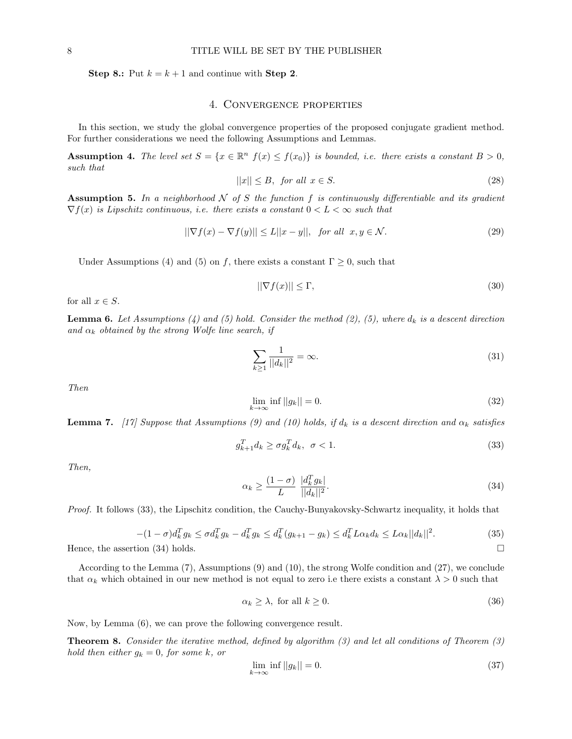**Step 8.:** Put $k = k + 1$ and continue with **Step 2**.

## 4. Convergence properties

In this section, we study the global convergence properties of the proposed conjugate gradient method. For further considerations we need the following Assumptions and Lemmas.

**Assumption 4.** *The level set $S = \{x \in \mathbb{R}^n \ f(x) \leq f(x_0)\}$ is bounded, i.e. there exists a constant $B > 0$, such that*

$$||x|| \leq B, \ \ \text{for all} \ \ x \in S. \tag{28}$$

**Assumption 5.** *In a neighborhood $\mathcal{N}$ of $S$ the function $f$ is continuously differentiable and its gradient $\nabla f(x)$ is Lipschitz continuous, i.e. there exists a constant $0 < L < \infty$ such that*

$$||\nabla f(x) - \nabla f(y)|| \leq L||x - y||, \ \ \text{for all} \ \ x, y \in \mathcal{N}. \tag{29}$$

Under Assumptions (4) and (5) on $f$, there exists a constant $\Gamma \geq 0$, such that

$$||\nabla f(x)|| \leq \Gamma, \tag{30}$$

for all $x \in S$.

**Lemma 6.** *Let Assumptions (4) and (5) hold. Consider the method (2), (5), where $d_k$ is a descent direction and $\alpha_k$ obtained by the strong Wolfe line search, if*

$$\sum_{k \geq 1} \frac{1}{||d_k||^2} = \infty. \tag{31}$$

*Then*

$$\lim_{k \to \infty} \inf ||g_k|| = 0. \tag{32}$$

**Lemma 7.** *[17] Suppose that Assumptions (9) and (10) holds, if $d_k$ is a descent direction and $\alpha_k$ satisfies*

$$g_{k+1}^T d_k \geq \sigma g_k^T d_k, \ \ \sigma < 1. \tag{33}$$

*Then,*

$$\alpha_k \geq \frac{(1 - \sigma)}{L} \ \frac{|d_k^T g_k|}{||d_k||^2}. \tag{34}$$

*Proof.* It follows (33), the Lipschitz condition, the Cauchy-Bunyakovsky-Schwartz inequality, it holds that

$$-(1 - \sigma) d_k^T g_k \leq \sigma d_k^T g_k - d_k^T g_k \leq d_k^T (g_{k+1} - g_k) \leq d_k^T L \alpha_k d_k \leq L \alpha_k ||d_k||^2. \tag{35}$$

Hence, the assertion (34) holds. □

According to the Lemma (7), Assumptions (9) and (10), the strong Wolfe condition and (27), we conclude that $\alpha_k$ which obtained in our new method is not equal to zero i.e there exists a constant $\lambda > 0$ such that

$$\alpha_k \geq \lambda, \ \text{for all} \ k \geq 0. \tag{36}$$

Now, by Lemma (6), we can prove the following convergence result.

**Theorem 8.** *Consider the iterative method, defined by algorithm (3) and let all conditions of Theorem (3) hold then either $g_k = 0$, for some $k$, or*

$$\lim_{k \to \infty} \inf ||g_k|| = 0. \tag{37}$$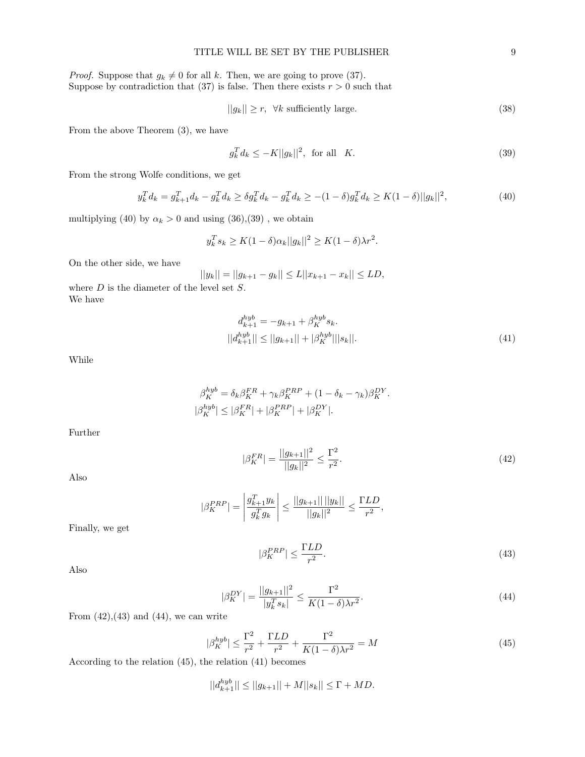*Proof.* Suppose that $g_k \neq 0$ for all $k$. Then, we are going to prove (37).
Suppose by contradiction that (37) is false. Then there exists $r > 0$ such that

$$||g_k|| \geq r, \ \ \forall k \text{ sufficiently large.} \tag{38}$$

From the above Theorem (3), we have

$$g_k^T d_k \leq -K||g_k||^2, \ \text{ for all } \ K. \tag{39}$$

From the strong Wolfe conditions, we get

$$y_k^T d_k = g_{k+1}^T d_k - g_k^T d_k \geq \delta g_k^T d_k - g_k^T d_k \geq -(1-\delta) g_k^T d_k \geq K(1-\delta)||g_k||^2, \tag{40}$$

multiplying (40) by $\alpha_k > 0$ and using (36),(39) , we obtain

$$y_k^T s_k \geq K(1-\delta)\alpha_k ||g_k||^2 \geq K(1-\delta)\lambda r^2.$$

On the other side, we have

$$||y_k|| = ||g_{k+1} - g_k|| \leq L||x_{k+1} - x_k|| \leq LD,$$

where $D$ is the diameter of the level set $S$.
We have

$$d_{k+1}^{hyb} = -g_{k+1} + \beta_K^{hyb} s_k.$$
$$||d_{k+1}^{hyb}|| \leq ||g_{k+1}|| + |\beta_K^{hyb}| ||s_k||. \tag{41}$$

While

$$\beta_K^{hyb} = \delta_k \beta_K^{FR} + \gamma_k \beta_K^{PRP} + (1 - \delta_k - \gamma_k)\beta_K^{DY}.$$
$$|\beta_K^{hyb}| \leq |\beta_K^{FR}| + |\beta_K^{PRP}| + |\beta_K^{DY}|.$$

Further

$$|\beta_K^{FR}| = \frac{||g_{k+1}||^2}{||g_k||^2} \leq \frac{\Gamma^2}{r^2}. \tag{42}$$

Also

$$|\beta_K^{PRP}| = \left| \frac{g_{k+1}^T y_k}{g_k^T g_k} \right| \leq \frac{||g_{k+1}|| \, ||y_k||}{||g_k||^2} \leq \frac{\Gamma L D}{r^2},$$

Finally, we get

$$|\beta_K^{PRP}| \leq \frac{\Gamma L D}{r^2}. \tag{43}$$

Also

$$|\beta_K^{DY}| = \frac{||g_{k+1}||^2}{|y_k^T s_k|} \leq \frac{\Gamma^2}{K(1-\delta)\lambda r^2}. \tag{44}$$

From (42),(43) and (44), we can write

$$|\beta_K^{hyb}| \leq \frac{\Gamma^2}{r^2} + \frac{\Gamma L D}{r^2} + \frac{\Gamma^2}{K(1-\delta)\lambda r^2} = M \tag{45}$$

According to the relation (45), the relation (41) becomes

$$||d_{k+1}^{hyb}|| \leq ||g_{k+1}|| + M||s_k|| \leq \Gamma + MD.$$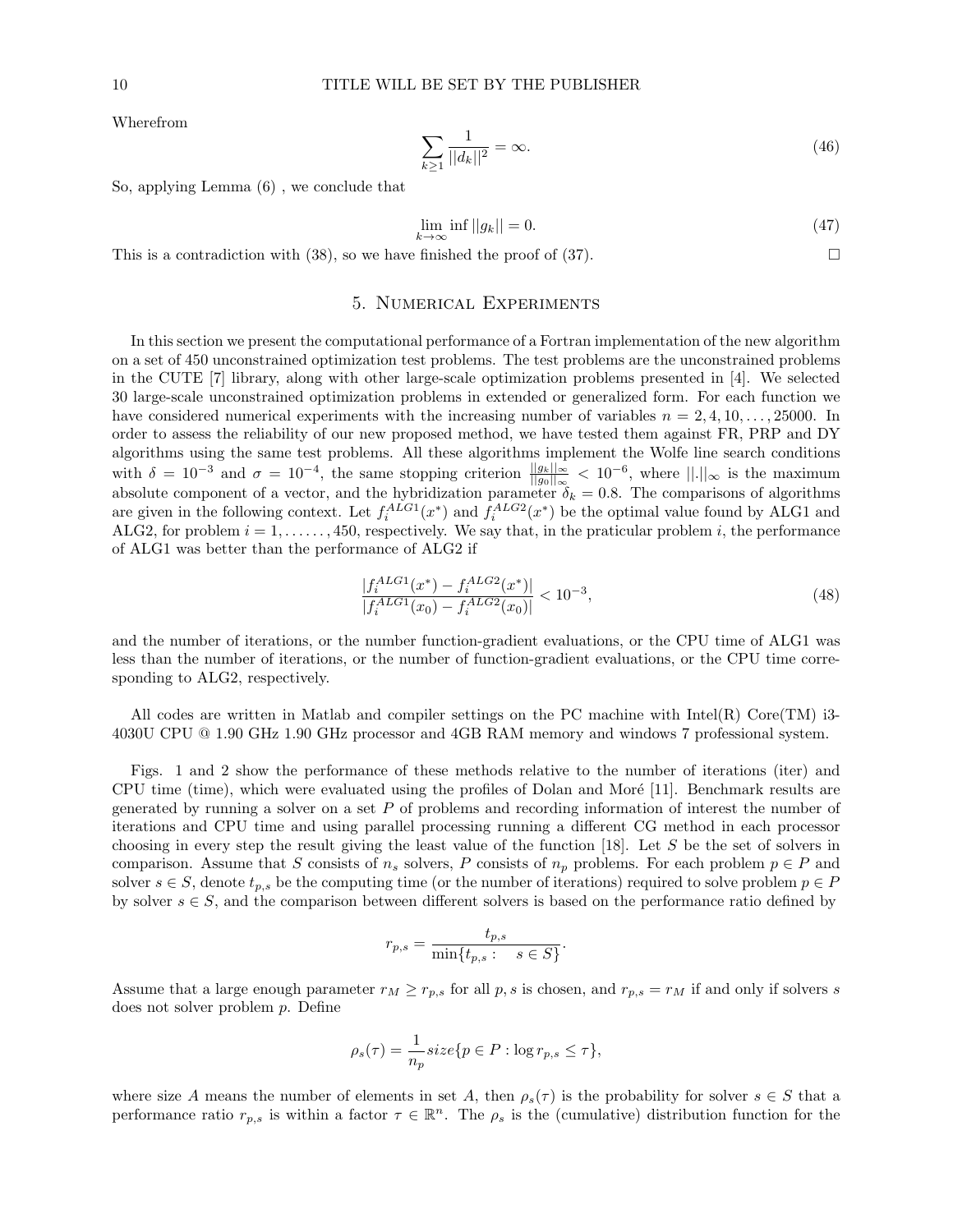Wherefrom

$$\sum_{k\geq 1} \frac{1}{||d_k||^2} = \infty. \tag{46}$$

So, applying Lemma (6) , we conclude that

$$\lim_{k\to\infty} \inf ||g_k|| = 0. \tag{47}$$

This is a contradiction with (38), so we have finished the proof of (37). □

## 5. Numerical Experiments

In this section we present the computational performance of a Fortran implementation of the new algorithm on a set of 450 unconstrained optimization test problems. The test problems are the unconstrained problems in the CUTE [7] library, along with other large-scale optimization problems presented in [4]. We selected 30 large-scale unconstrained optimization problems in extended or generalized form. For each function we have considered numerical experiments with the increasing number of variables $n = 2, 4, 10, \ldots, 25000$. In order to assess the reliability of our new proposed method, we have tested them against FR, PRP and DY algorithms using the same test problems. All these algorithms implement the Wolfe line search conditions with $\delta = 10^{-3}$ and $\sigma = 10^{-4}$, the same stopping criterion $\frac{||g_k||_\infty}{||g_0||_\infty} < 10^{-6}$, where $||.||_\infty$ is the maximum absolute component of a vector, and the hybridization parameter $\delta_k = 0.8$. The comparisons of algorithms are given in the following context. Let $f_i^{ALG1}(x^*)$ and $f_i^{ALG2}(x^*)$ be the optimal value found by ALG1 and ALG2, for problem $i = 1, \ldots\ldots, 450$, respectively. We say that, in the praticular problem $i$, the performance of ALG1 was better than the performance of ALG2 if

$$\frac{|f_i^{ALG1}(x^*) - f_i^{ALG2}(x^*)|}{|f_i^{ALG1}(x_0) - f_i^{ALG2}(x_0)|} < 10^{-3}, \tag{48}$$

and the number of iterations, or the number function-gradient evaluations, or the CPU time of ALG1 was less than the number of iterations, or the number of function-gradient evaluations, or the CPU time corresponding to ALG2, respectively.

All codes are written in Matlab and compiler settings on the PC machine with Intel(R) Core(TM) i3-4030U CPU @ 1.90 GHz 1.90 GHz processor and 4GB RAM memory and windows 7 professional system.

Figs. 1 and 2 show the performance of these methods relative to the number of iterations (iter) and CPU time (time), which were evaluated using the profiles of Dolan and Moré [11]. Benchmark results are generated by running a solver on a set $P$ of problems and recording information of interest the number of iterations and CPU time and using parallel processing running a different CG method in each processor choosing in every step the result giving the least value of the function [18]. Let $S$ be the set of solvers in comparison. Assume that $S$ consists of $n_s$ solvers, $P$ consists of $n_p$ problems. For each problem $p \in P$ and solver $s \in S$, denote $t_{p,s}$ be the computing time (or the number of iterations) required to solve problem $p \in P$ by solver $s \in S$, and the comparison between different solvers is based on the performance ratio defined by

$$r_{p,s} = \frac{t_{p,s}}{\min\{t_{p,s} : \quad s \in S\}}.$$

Assume that a large enough parameter $r_M \geq r_{p,s}$ for all $p, s$ is chosen, and $r_{p,s} = r_M$ if and only if solvers $s$ does not solver problem $p$. Define

$$\rho_s(\tau) = \frac{1}{n_p} size\{p \in P : \log r_{p,s} \leq \tau\},$$

where size $A$ means the number of elements in set $A$, then $\rho_s(\tau)$ is the probability for solver $s \in S$ that a performance ratio $r_{p,s}$ is within a factor $\tau \in \mathbb{R}^n$. The $\rho_s$ is the (cumulative) distribution function for the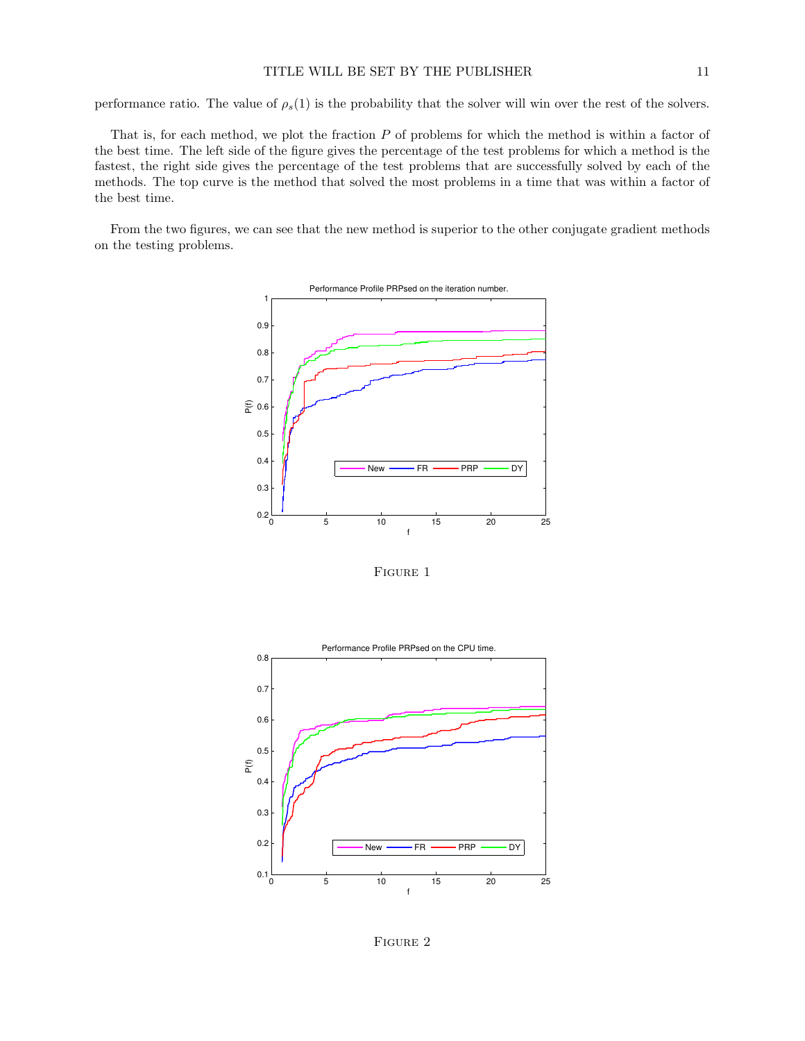performance ratio. The value of $\rho_s(1)$ is the probability that the solver will win over the rest of the solvers.

That is, for each method, we plot the fraction $P$ of problems for which the method is within a factor of the best time. The left side of the figure gives the percentage of the test problems for which a method is the fastest, the right side gives the percentage of the test problems that are successfully solved by each of the methods. The top curve is the method that solved the most problems in a time that was within a factor of the best time.

From the two figures, we can see that the new method is superior to the other conjugate gradient methods on the testing problems.

Figure 1

Figure 2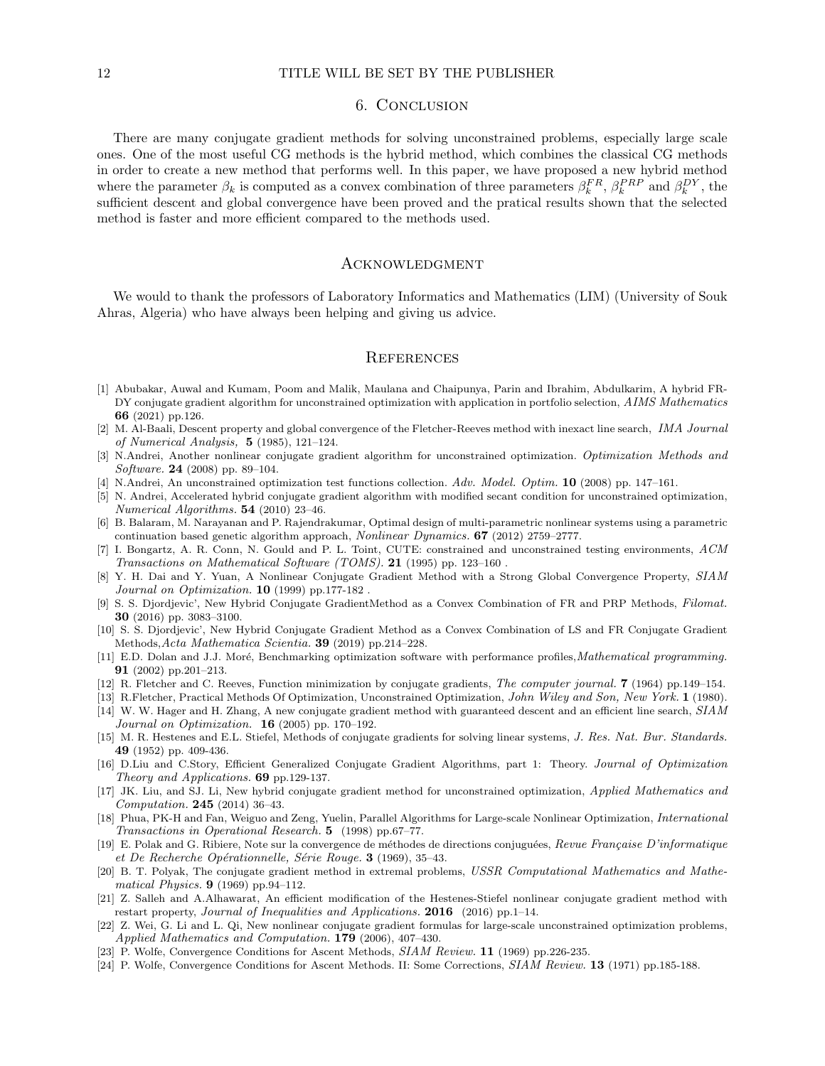## 6. Conclusion

There are many conjugate gradient methods for solving unconstrained problems, especially large scale ones. One of the most useful CG methods is the hybrid method, which combines the classical CG methods in order to create a new method that performs well. In this paper, we have proposed a new hybrid method where the parameter $\beta_k$ is computed as a convex combination of three parameters $\beta_k^{FR}$, $\beta_k^{PRP}$ and $\beta_k^{DY}$, the sufficient descent and global convergence have been proved and the pratical results shown that the selected method is faster and more efficient compared to the methods used.

## Acknowledgment

We would to thank the professors of Laboratory Informatics and Mathematics (LIM) (University of Souk Ahras, Algeria) who have always been helping and giving us advice.

## References

[1] Abubakar, Auwal and Kumam, Poom and Malik, Maulana and Chaipunya, Parin and Ibrahim, Abdulkarim, A hybrid FR-DY conjugate gradient algorithm for unconstrained optimization with application in portfolio selection, *AIMS Mathematics* **66** (2021) pp.126.

[2] M. Al-Baali, Descent property and global convergence of the Fletcher-Reeves method with inexact line search, *IMA Journal of Numerical Analysis,* **5** (1985), 121–124.

[3] N.Andrei, Another nonlinear conjugate gradient algorithm for unconstrained optimization. *Optimization Methods and Software.* **24** (2008) pp. 89–104.

[4] N.Andrei, An unconstrained optimization test functions collection. *Adv. Model. Optim.* **10** (2008) pp. 147–161.

[5] N. Andrei, Accelerated hybrid conjugate gradient algorithm with modified secant condition for unconstrained optimization, *Numerical Algorithms.* **54** (2010) 23–46.

[6] B. Balaram, M. Narayanan and P. Rajendrakumar, Optimal design of multi-parametric nonlinear systems using a parametric continuation based genetic algorithm approach, *Nonlinear Dynamics.* **67** (2012) 2759–2777.

[7] I. Bongartz, A. R. Conn, N. Gould and P. L. Toint, CUTE: constrained and unconstrained testing environments, *ACM Transactions on Mathematical Software (TOMS).* **21** (1995) pp. 123–160 .

[8] Y. H. Dai and Y. Yuan, A Nonlinear Conjugate Gradient Method with a Strong Global Convergence Property, *SIAM Journal on Optimization.* **10** (1999) pp.177-182 .

[9] S. S. Djordjevic', New Hybrid Conjugate GradientMethod as a Convex Combination of FR and PRP Methods, *Filomat.* **30** (2016) pp. 3083–3100.

[10] S. S. Djordjevic', New Hybrid Conjugate Gradient Method as a Convex Combination of LS and FR Conjugate Gradient Methods,*Acta Mathematica Scientia.* **39** (2019) pp.214–228.

[11] E.D. Dolan and J.J. Moré, Benchmarking optimization software with performance profiles,*Mathematical programming.* **91** (2002) pp.201–213.

[12] R. Fletcher and C. Reeves, Function minimization by conjugate gradients, *The computer journal.* **7** (1964) pp.149–154.

[13] R.Fletcher, Practical Methods Of Optimization, Unconstrained Optimization, *John Wiley and Son, New York.* **1** (1980).

[14] W. W. Hager and H. Zhang, A new conjugate gradient method with guaranteed descent and an efficient line search, *SIAM Journal on Optimization.* **16** (2005) pp. 170–192.

[15] M. R. Hestenes and E.L. Stiefel, Methods of conjugate gradients for solving linear systems, *J. Res. Nat. Bur. Standards.* **49** (1952) pp. 409-436.

[16] D.Liu and C.Story, Efficient Generalized Conjugate Gradient Algorithms, part 1: Theory. *Journal of Optimization Theory and Applications.* **69** pp.129-137.

[17] JK. Liu, and SJ. Li, New hybrid conjugate gradient method for unconstrained optimization, *Applied Mathematics and Computation.* **245** (2014) 36–43.

[18] Phua, PK-H and Fan, Weiguo and Zeng, Yuelin, Parallel Algorithms for Large-scale Nonlinear Optimization, *International Transactions in Operational Research.* **5** (1998) pp.67–77.

[19] E. Polak and G. Ribiere, Note sur la convergence de méthodes de directions conjuguées, *Revue Française D'informatique et De Recherche Opérationnelle, Série Rouge.* **3** (1969), 35–43.

[20] B. T. Polyak, The conjugate gradient method in extremal problems, *USSR Computational Mathematics and Mathematical Physics.* **9** (1969) pp.94–112.

[21] Z. Salleh and A.Alhawarat, An efficient modification of the Hestenes-Stiefel nonlinear conjugate gradient method with restart property, *Journal of Inequalities and Applications.* **2016** (2016) pp.1–14.

[22] Z. Wei, G. Li and L. Qi, New nonlinear conjugate gradient formulas for large-scale unconstrained optimization problems, *Applied Mathematics and Computation.* **179** (2006), 407–430.

[23] P. Wolfe, Convergence Conditions for Ascent Methods, *SIAM Review.* **11** (1969) pp.226-235.

[24] P. Wolfe, Convergence Conditions for Ascent Methods. II: Some Corrections, *SIAM Review.* **13** (1971) pp.185-188.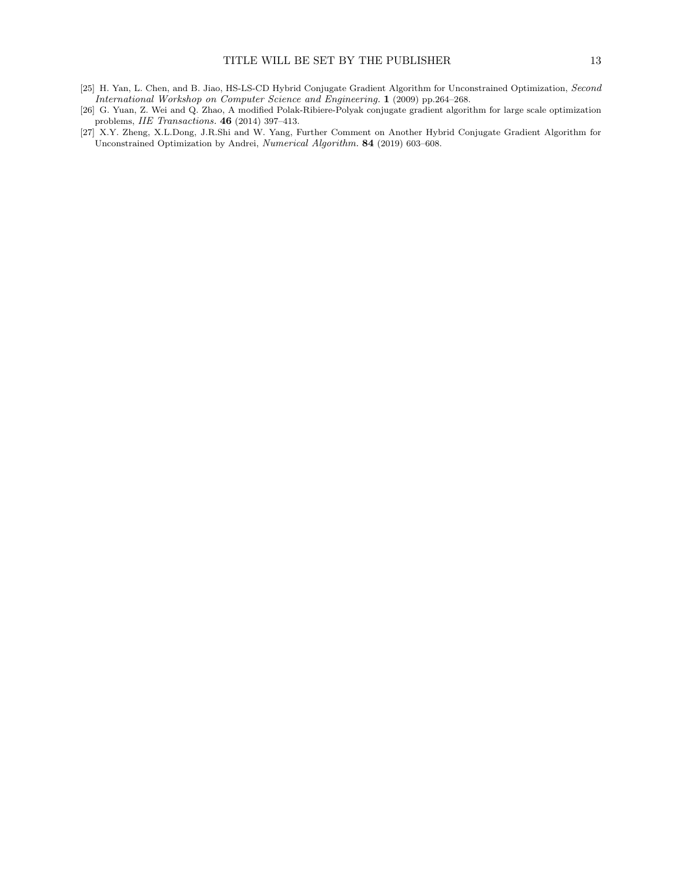[25] H. Yan, L. Chen, and B. Jiao, HS-LS-CD Hybrid Conjugate Gradient Algorithm for Unconstrained Optimization, *Second International Workshop on Computer Science and Engineering.* **1** (2009) pp.264–268.

[26] G. Yuan, Z. Wei and Q. Zhao, A modified Polak-Ribiere-Polyak conjugate gradient algorithm for large scale optimization problems, *IIE Transactions.* **46** (2014) 397–413.

[27] X.Y. Zheng, X.L.Dong, J.R.Shi and W. Yang, Further Comment on Another Hybrid Conjugate Gradient Algorithm for Unconstrained Optimization by Andrei, *Numerical Algorithm.* **84** (2019) 603–608.